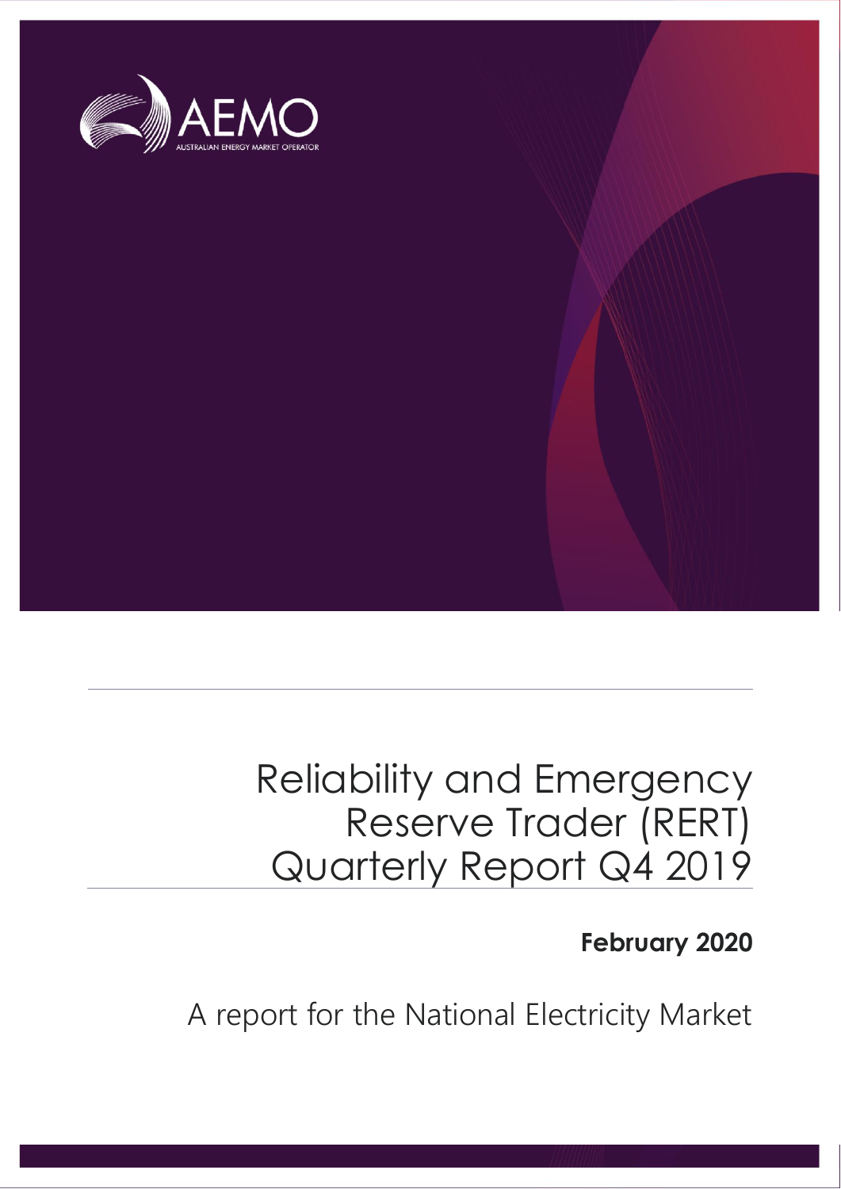AEMO

AUSTRALIAN ENERGY MARKET OPERATOR

# Reliability and Emergency Reserve Trader (RERT) Quarterly Report Q4 2019

**February 2020**

A report for the National Electricity Market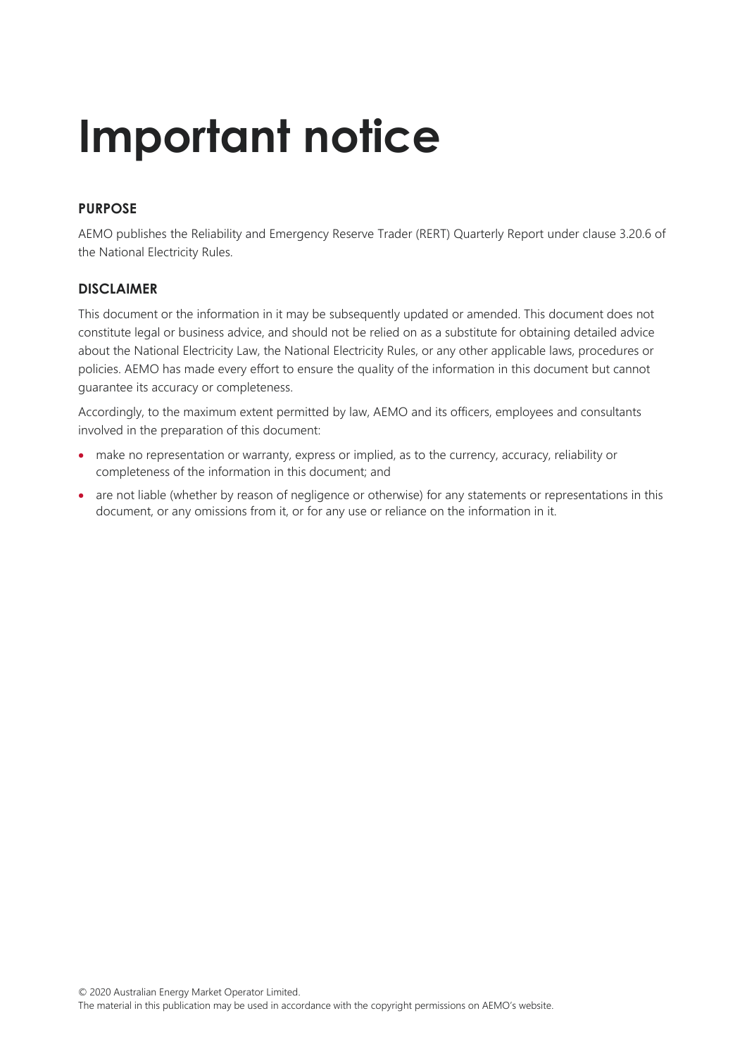# Important notice

## PURPOSE

AEMO publishes the Reliability and Emergency Reserve Trader (RERT) Quarterly Report under clause 3.20.6 of the National Electricity Rules.

## DISCLAIMER

This document or the information in it may be subsequently updated or amended. This document does not constitute legal or business advice, and should not be relied on as a substitute for obtaining detailed advice about the National Electricity Law, the National Electricity Rules, or any other applicable laws, procedures or policies. AEMO has made every effort to ensure the quality of the information in this document but cannot guarantee its accuracy or completeness.

Accordingly, to the maximum extent permitted by law, AEMO and its officers, employees and consultants involved in the preparation of this document:

- make no representation or warranty, express or implied, as to the currency, accuracy, reliability or completeness of the information in this document; and
- are not liable (whether by reason of negligence or otherwise) for any statements or representations in this document, or any omissions from it, or for any use or reliance on the information in it.

© 2020 Australian Energy Market Operator Limited.
The material in this publication may be used in accordance with the copyright permissions on AEMO's website.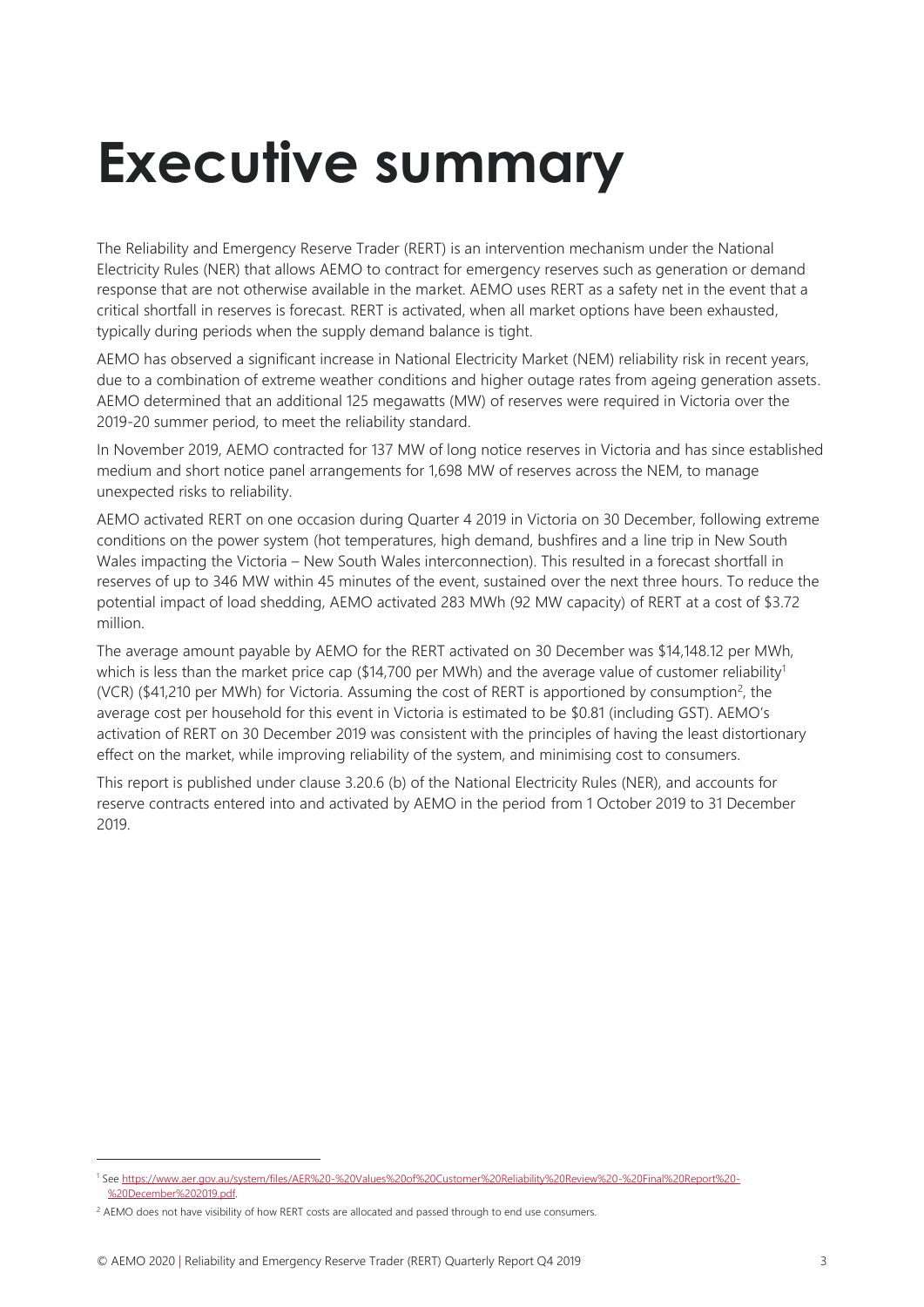# Executive summary

The Reliability and Emergency Reserve Trader (RERT) is an intervention mechanism under the National Electricity Rules (NER) that allows AEMO to contract for emergency reserves such as generation or demand response that are not otherwise available in the market. AEMO uses RERT as a safety net in the event that a critical shortfall in reserves is forecast. RERT is activated, when all market options have been exhausted, typically during periods when the supply demand balance is tight.

AEMO has observed a significant increase in National Electricity Market (NEM) reliability risk in recent years, due to a combination of extreme weather conditions and higher outage rates from ageing generation assets. AEMO determined that an additional 125 megawatts (MW) of reserves were required in Victoria over the 2019-20 summer period, to meet the reliability standard.

In November 2019, AEMO contracted for 137 MW of long notice reserves in Victoria and has since established medium and short notice panel arrangements for 1,698 MW of reserves across the NEM, to manage unexpected risks to reliability.

AEMO activated RERT on one occasion during Quarter 4 2019 in Victoria on 30 December, following extreme conditions on the power system (hot temperatures, high demand, bushfires and a line trip in New South Wales impacting the Victoria – New South Wales interconnection). This resulted in a forecast shortfall in reserves of up to 346 MW within 45 minutes of the event, sustained over the next three hours. To reduce the potential impact of load shedding, AEMO activated 283 MWh (92 MW capacity) of RERT at a cost of $3.72 million.

The average amount payable by AEMO for the RERT activated on 30 December was $14,148.12 per MWh, which is less than the market price cap ($14,700 per MWh) and the average value of customer reliability[1] (VCR) ($41,210 per MWh) for Victoria. Assuming the cost of RERT is apportioned by consumption[2], the average cost per household for this event in Victoria is estimated to be $0.81 (including GST). AEMO's activation of RERT on 30 December 2019 was consistent with the principles of having the least distortionary effect on the market, while improving reliability of the system, and minimising cost to consumers.

This report is published under clause 3.20.6 (b) of the National Electricity Rules (NER), and accounts for reserve contracts entered into and activated by AEMO in the period from 1 October 2019 to 31 December 2019.

---

[1] See https://www.aer.gov.au/system/files/AER%20-%20Values%20of%20Customer%20Reliability%20Review%20-%20Final%20Report%20-%20December%202019.pdf.

[2] AEMO does not have visibility of how RERT costs are allocated and passed through to end use consumers.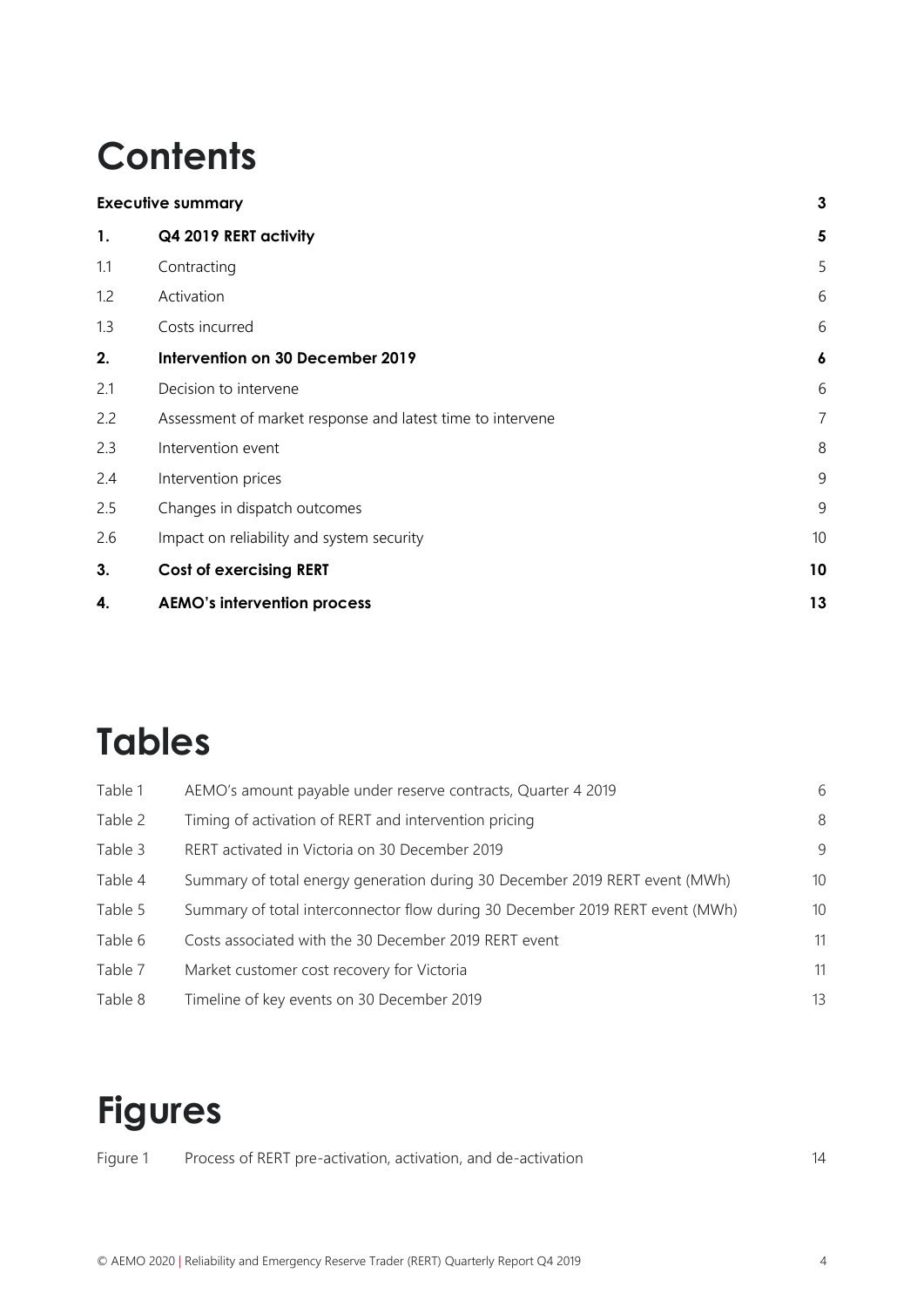# Contents

| | | |
|---|---|---|
| **Executive summary** | | **3** |
| **1.** | **Q4 2019 RERT activity** | **5** |
| 1.1 | Contracting | 5 |
| 1.2 | Activation | 6 |
| 1.3 | Costs incurred | 6 |
| **2.** | **Intervention on 30 December 2019** | **6** |
| 2.1 | Decision to intervene | 6 |
| 2.2 | Assessment of market response and latest time to intervene | 7 |
| 2.3 | Intervention event | 8 |
| 2.4 | Intervention prices | 9 |
| 2.5 | Changes in dispatch outcomes | 9 |
| 2.6 | Impact on reliability and system security | 10 |
| **3.** | **Cost of exercising RERT** | **10** |
| **4.** | **AEMO's intervention process** | **13** |

# Tables

| | | |
|---|---|---|
| Table 1 | AEMO's amount payable under reserve contracts, Quarter 4 2019 | 6 |
| Table 2 | Timing of activation of RERT and intervention pricing | 8 |
| Table 3 | RERT activated in Victoria on 30 December 2019 | 9 |
| Table 4 | Summary of total energy generation during 30 December 2019 RERT event (MWh) | 10 |
| Table 5 | Summary of total interconnector flow during 30 December 2019 RERT event (MWh) | 10 |
| Table 6 | Costs associated with the 30 December 2019 RERT event | 11 |
| Table 7 | Market customer cost recovery for Victoria | 11 |
| Table 8 | Timeline of key events on 30 December 2019 | 13 |

# Figures

| | | |
|---|---|---|
| Figure 1 | Process of RERT pre-activation, activation, and de-activation | 14 |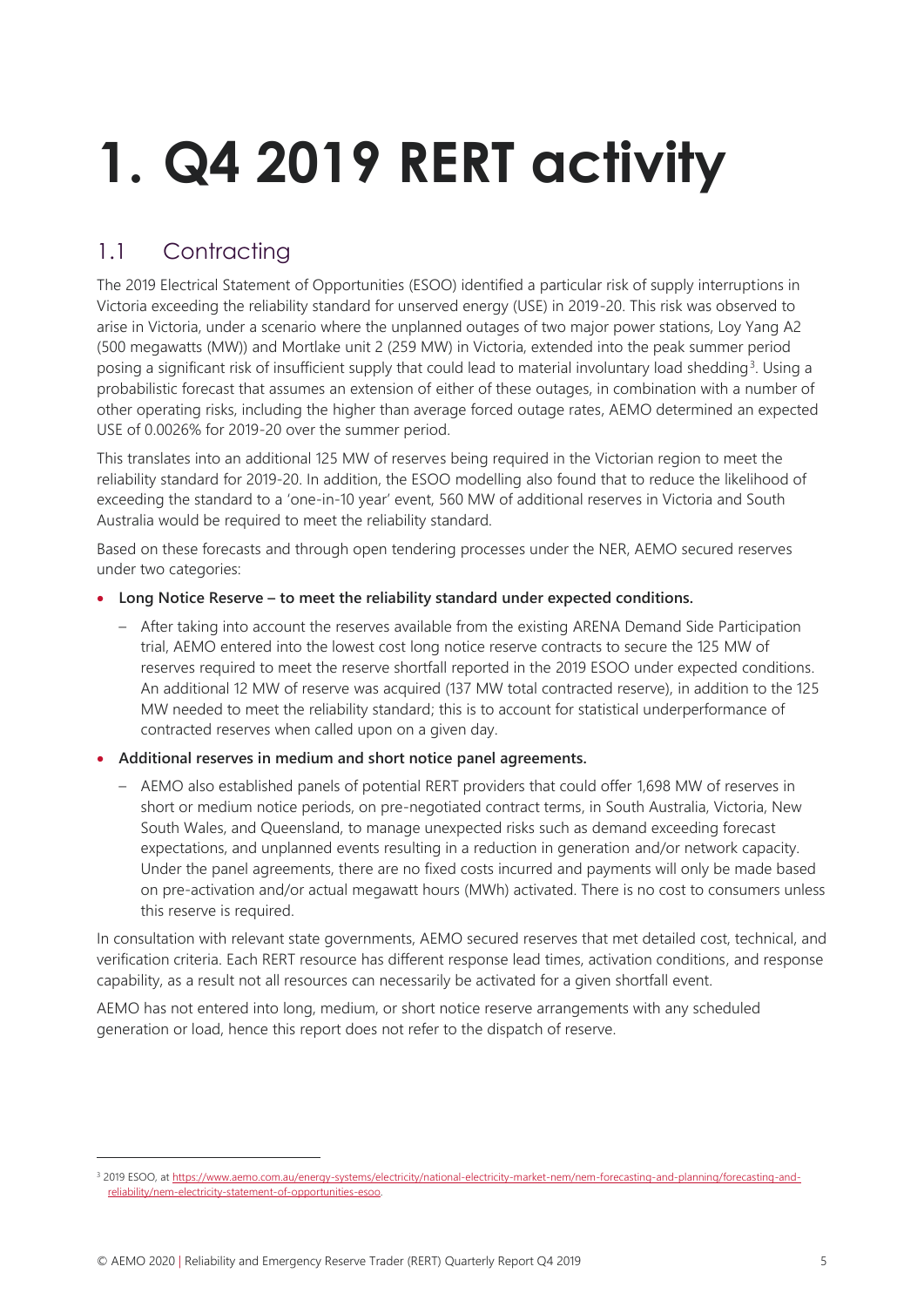# 1. Q4 2019 RERT activity

## 1.1 Contracting

The 2019 Electrical Statement of Opportunities (ESOO) identified a particular risk of supply interruptions in Victoria exceeding the reliability standard for unserved energy (USE) in 2019-20. This risk was observed to arise in Victoria, under a scenario where the unplanned outages of two major power stations, Loy Yang A2 (500 megawatts (MW)) and Mortlake unit 2 (259 MW) in Victoria, extended into the peak summer period posing a significant risk of insufficient supply that could lead to material involuntary load shedding[3]. Using a probabilistic forecast that assumes an extension of either of these outages, in combination with a number of other operating risks, including the higher than average forced outage rates, AEMO determined an expected USE of 0.0026% for 2019-20 over the summer period.

This translates into an additional 125 MW of reserves being required in the Victorian region to meet the reliability standard for 2019-20. In addition, the ESOO modelling also found that to reduce the likelihood of exceeding the standard to a 'one-in-10 year' event, 560 MW of additional reserves in Victoria and South Australia would be required to meet the reliability standard.

Based on these forecasts and through open tendering processes under the NER, AEMO secured reserves under two categories:

- **Long Notice Reserve – to meet the reliability standard under expected conditions.**
  - After taking into account the reserves available from the existing ARENA Demand Side Participation trial, AEMO entered into the lowest cost long notice reserve contracts to secure the 125 MW of reserves required to meet the reserve shortfall reported in the 2019 ESOO under expected conditions. An additional 12 MW of reserve was acquired (137 MW total contracted reserve), in addition to the 125 MW needed to meet the reliability standard; this is to account for statistical underperformance of contracted reserves when called upon on a given day.
- **Additional reserves in medium and short notice panel agreements.**
  - AEMO also established panels of potential RERT providers that could offer 1,698 MW of reserves in short or medium notice periods, on pre-negotiated contract terms, in South Australia, Victoria, New South Wales, and Queensland, to manage unexpected risks such as demand exceeding forecast expectations, and unplanned events resulting in a reduction in generation and/or network capacity. Under the panel agreements, there are no fixed costs incurred and payments will only be made based on pre-activation and/or actual megawatt hours (MWh) activated. There is no cost to consumers unless this reserve is required.

In consultation with relevant state governments, AEMO secured reserves that met detailed cost, technical, and verification criteria. Each RERT resource has different response lead times, activation conditions, and response capability, as a result not all resources can necessarily be activated for a given shortfall event.

AEMO has not entered into long, medium, or short notice reserve arrangements with any scheduled generation or load, hence this report does not refer to the dispatch of reserve.

---

[3] 2019 ESOO, at https://www.aemo.com.au/energy-systems/electricity/national-electricity-market-nem/nem-forecasting-and-planning/forecasting-and-reliability/nem-electricity-statement-of-opportunities-esoo.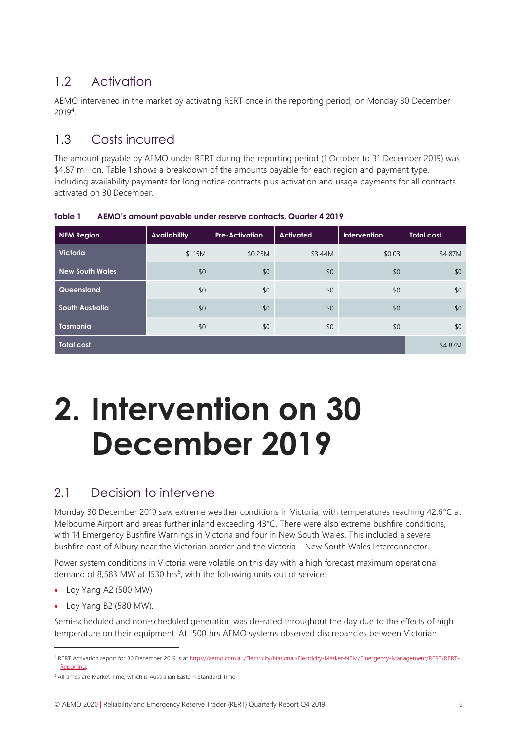## 1.2 Activation

AEMO intervened in the market by activating RERT once in the reporting period, on Monday 30 December 2019[4].

## 1.3 Costs incurred

The amount payable by AEMO under RERT during the reporting period (1 October to 31 December 2019) was $4.87 million. Table 1 shows a breakdown of the amounts payable for each region and payment type, including availability payments for long notice contracts plus activation and usage payments for all contracts activated on 30 December.

**Table 1 AEMO's amount payable under reserve contracts, Quarter 4 2019**

| NEM Region | Availability | Pre-Activation | Activated | Intervention | Total cost |
|---|---|---|---|---|---|
| Victoria | $1.15M | $0.25M | $3.44M | $0.03 | $4.87M |
| New South Wales | $0 | $0 | $0 | $0 | $0 |
| Queensland | $0 | $0 | $0 | $0 | $0 |
| South Australia | $0 | $0 | $0 | $0 | $0 |
| Tasmania | $0 | $0 | $0 | $0 | $0 |
| Total cost | | | | | $4.87M |

# 2. Intervention on 30 December 2019

## 2.1 Decision to intervene

Monday 30 December 2019 saw extreme weather conditions in Victoria, with temperatures reaching 42.6°C at Melbourne Airport and areas further inland exceeding 43°C. There were also extreme bushfire conditions, with 14 Emergency Bushfire Warnings in Victoria and four in New South Wales. This included a severe bushfire east of Albury near the Victorian border and the Victoria – New South Wales Interconnector.

Power system conditions in Victoria were volatile on this day with a high forecast maximum operational demand of 8,583 MW at 1530 hrs[5], with the following units out of service:

- Loy Yang A2 (500 MW).
- Loy Yang B2 (580 MW).

Semi-scheduled and non-scheduled generation was de-rated throughout the day due to the effects of high temperature on their equipment. At 1500 hrs AEMO systems observed discrepancies between Victorian

[4] RERT Activation report for 30 December 2019 is at https://aemo.com.au/Electricity/National-Electricity-Market-NEM/Emergency-Management/RERT/RERT-Reporting.

[5] All times are Market Time, which is Australian Eastern Standard Time.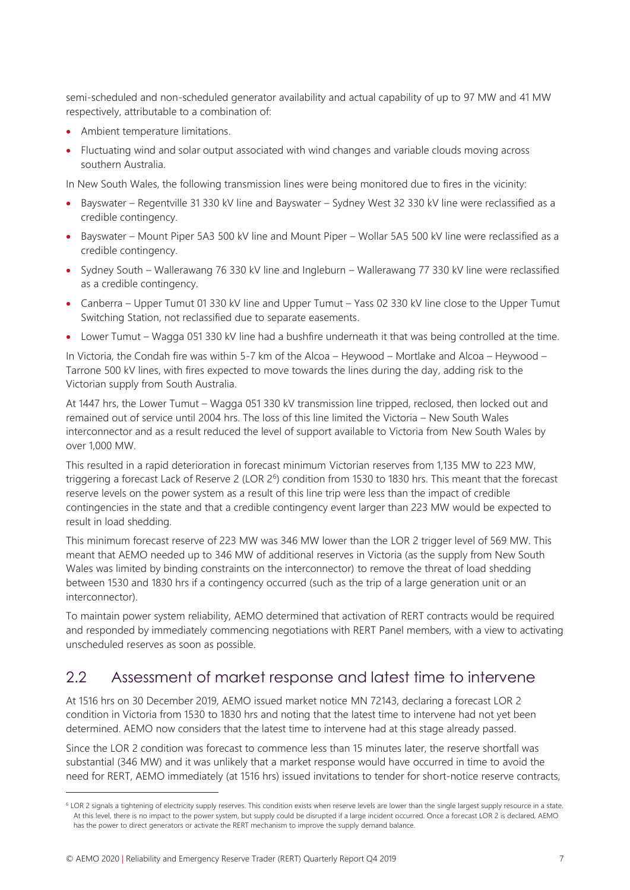semi-scheduled and non-scheduled generator availability and actual capability of up to 97 MW and 41 MW respectively, attributable to a combination of:

- Ambient temperature limitations.
- Fluctuating wind and solar output associated with wind changes and variable clouds moving across southern Australia.

In New South Wales, the following transmission lines were being monitored due to fires in the vicinity:

- Bayswater – Regentville 31 330 kV line and Bayswater – Sydney West 32 330 kV line were reclassified as a credible contingency.
- Bayswater – Mount Piper 5A3 500 kV line and Mount Piper – Wollar 5A5 500 kV line were reclassified as a credible contingency.
- Sydney South – Wallerawang 76 330 kV line and Ingleburn – Wallerawang 77 330 kV line were reclassified as a credible contingency.
- Canberra – Upper Tumut 01 330 kV line and Upper Tumut – Yass 02 330 kV line close to the Upper Tumut Switching Station, not reclassified due to separate easements.
- Lower Tumut – Wagga 051 330 kV line had a bushfire underneath it that was being controlled at the time.

In Victoria, the Condah fire was within 5-7 km of the Alcoa – Heywood – Mortlake and Alcoa – Heywood – Tarrone 500 kV lines, with fires expected to move towards the lines during the day, adding risk to the Victorian supply from South Australia.

At 1447 hrs, the Lower Tumut – Wagga 051 330 kV transmission line tripped, reclosed, then locked out and remained out of service until 2004 hrs. The loss of this line limited the Victoria – New South Wales interconnector and as a result reduced the level of support available to Victoria from New South Wales by over 1,000 MW.

This resulted in a rapid deterioration in forecast minimum Victorian reserves from 1,135 MW to 223 MW, triggering a forecast Lack of Reserve 2 (LOR 2[6]) condition from 1530 to 1830 hrs. This meant that the forecast reserve levels on the power system as a result of this line trip were less than the impact of credible contingencies in the state and that a credible contingency event larger than 223 MW would be expected to result in load shedding.

This minimum forecast reserve of 223 MW was 346 MW lower than the LOR 2 trigger level of 569 MW. This meant that AEMO needed up to 346 MW of additional reserves in Victoria (as the supply from New South Wales was limited by binding constraints on the interconnector) to remove the threat of load shedding between 1530 and 1830 hrs if a contingency occurred (such as the trip of a large generation unit or an interconnector).

To maintain power system reliability, AEMO determined that activation of RERT contracts would be required and responded by immediately commencing negotiations with RERT Panel members, with a view to activating unscheduled reserves as soon as possible.

## 2.2 Assessment of market response and latest time to intervene

At 1516 hrs on 30 December 2019, AEMO issued market notice MN 72143, declaring a forecast LOR 2 condition in Victoria from 1530 to 1830 hrs and noting that the latest time to intervene had not yet been determined. AEMO now considers that the latest time to intervene had at this stage already passed.

Since the LOR 2 condition was forecast to commence less than 15 minutes later, the reserve shortfall was substantial (346 MW) and it was unlikely that a market response would have occurred in time to avoid the need for RERT, AEMO immediately (at 1516 hrs) issued invitations to tender for short-notice reserve contracts,

[6] LOR 2 signals a tightening of electricity supply reserves. This condition exists when reserve levels are lower than the single largest supply resource in a state. At this level, there is no impact to the power system, but supply could be disrupted if a large incident occurred. Once a forecast LOR 2 is declared, AEMO has the power to direct generators or activate the RERT mechanism to improve the supply demand balance.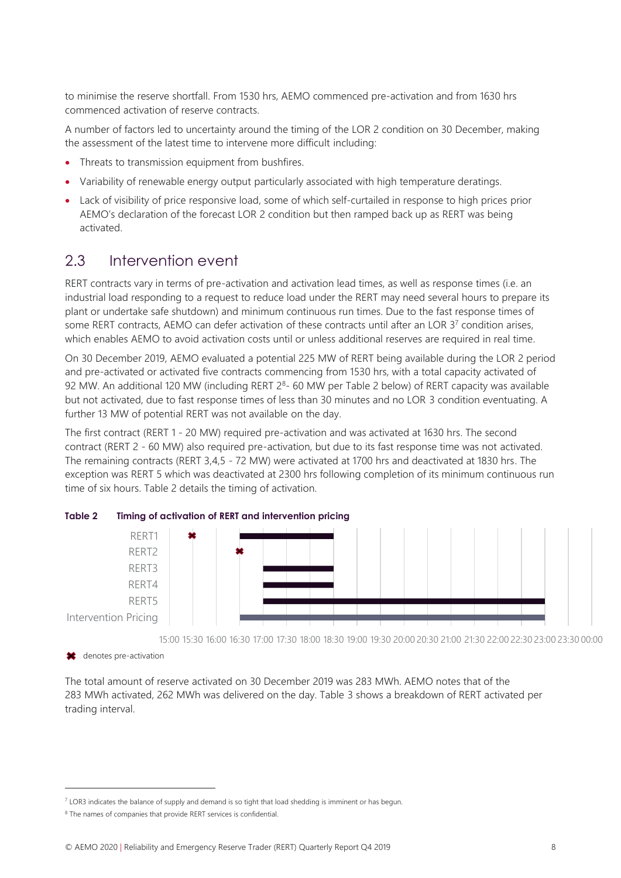to minimise the reserve shortfall. From 1530 hrs, AEMO commenced pre-activation and from 1630 hrs commenced activation of reserve contracts.

A number of factors led to uncertainty around the timing of the LOR 2 condition on 30 December, making the assessment of the latest time to intervene more difficult including:

- Threats to transmission equipment from bushfires.
- Variability of renewable energy output particularly associated with high temperature deratings.
- Lack of visibility of price responsive load, some of which self-curtailed in response to high prices prior AEMO's declaration of the forecast LOR 2 condition but then ramped back up as RERT was being activated.

## 2.3 Intervention event

RERT contracts vary in terms of pre-activation and activation lead times, as well as response times (i.e. an industrial load responding to a request to reduce load under the RERT may need several hours to prepare its plant or undertake safe shutdown) and minimum continuous run times. Due to the fast response times of some RERT contracts, AEMO can defer activation of these contracts until after an LOR 3[7] condition arises, which enables AEMO to avoid activation costs until or unless additional reserves are required in real time.

On 30 December 2019, AEMO evaluated a potential 225 MW of RERT being available during the LOR 2 period and pre-activated or activated five contracts commencing from 1530 hrs, with a total capacity activated of 92 MW. An additional 120 MW (including RERT 2[8]- 60 MW per Table 2 below) of RERT capacity was available but not activated, due to fast response times of less than 30 minutes and no LOR 3 condition eventuating. A further 13 MW of potential RERT was not available on the day.

The first contract (RERT 1 - 20 MW) required pre-activation and was activated at 1630 hrs. The second contract (RERT 2 - 60 MW) also required pre-activation, but due to its fast response time was not activated. The remaining contracts (RERT 3,4,5 - 72 MW) were activated at 1700 hrs and deactivated at 1830 hrs. The exception was RERT 5 which was deactivated at 2300 hrs following completion of its minimum continuous run time of six hours. Table 2 details the timing of activation.

**Table 2 Timing of activation of RERT and intervention pricing**

| | Pre-activation | Active from | Active to |
|---|---|---|---|
| RERT1 | 15:30 | 16:30 | 18:30 |
| RERT2 | 16:30 | | |
| RERT3 | | 17:00 | 18:30 |
| RERT4 | | 17:00 | 18:30 |
| RERT5 | | 17:00 | 23:00 |
| Intervention Pricing | | 16:30 | 23:00 |

✖ denotes pre-activation

The total amount of reserve activated on 30 December 2019 was 283 MWh. AEMO notes that of the 283 MWh activated, 262 MWh was delivered on the day. Table 3 shows a breakdown of RERT activated per trading interval.

---

[7] LOR3 indicates the balance of supply and demand is so tight that load shedding is imminent or has begun.

[8] The names of companies that provide RERT services is confidential.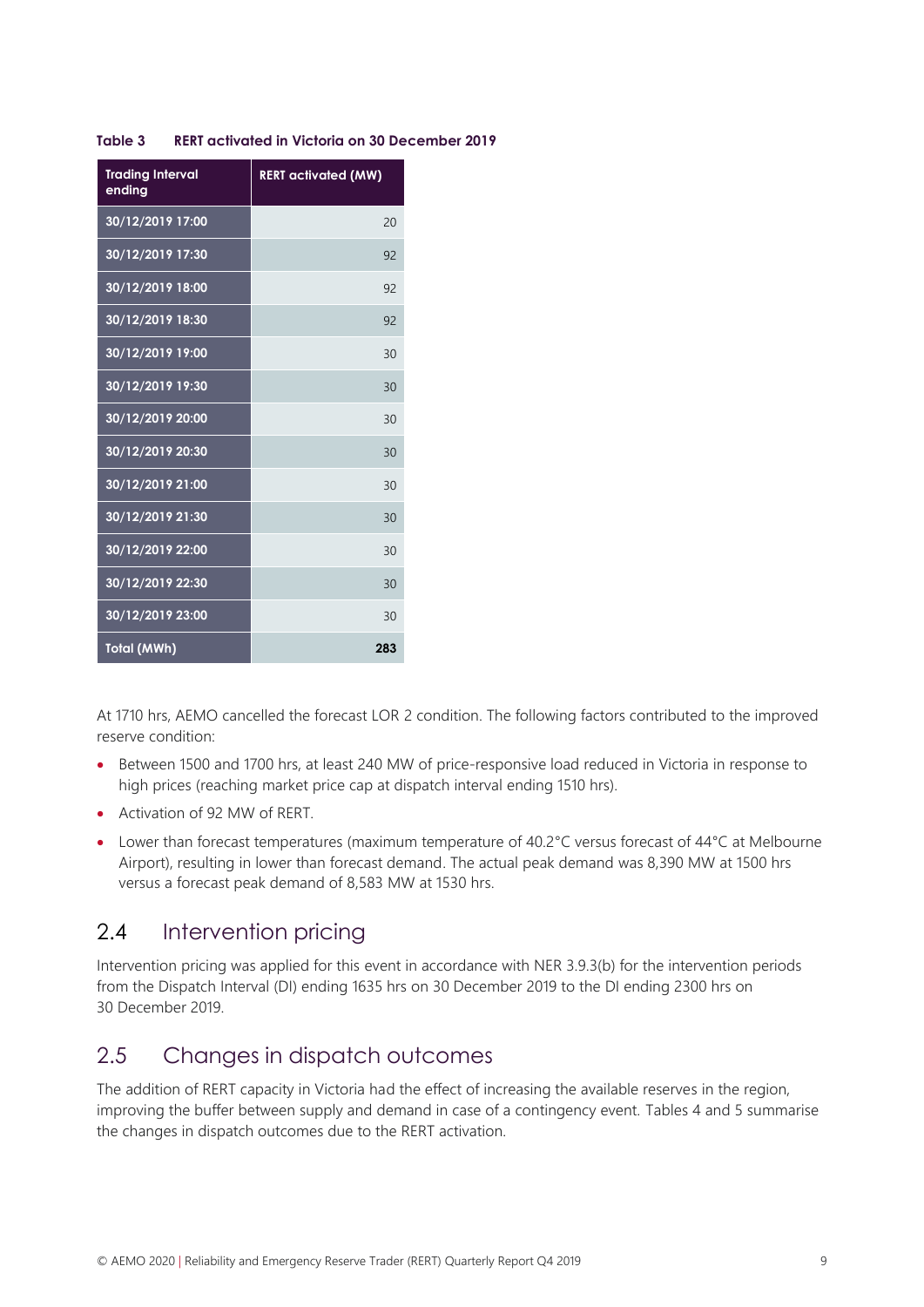**Table 3 RERT activated in Victoria on 30 December 2019**

| Trading Interval ending | RERT activated (MW) |
|---|---|
| 30/12/2019 17:00 | 20 |
| 30/12/2019 17:30 | 92 |
| 30/12/2019 18:00 | 92 |
| 30/12/2019 18:30 | 92 |
| 30/12/2019 19:00 | 30 |
| 30/12/2019 19:30 | 30 |
| 30/12/2019 20:00 | 30 |
| 30/12/2019 20:30 | 30 |
| 30/12/2019 21:00 | 30 |
| 30/12/2019 21:30 | 30 |
| 30/12/2019 22:00 | 30 |
| 30/12/2019 22:30 | 30 |
| 30/12/2019 23:00 | 30 |
| **Total (MWh)** | **283** |

At 1710 hrs, AEMO cancelled the forecast LOR 2 condition. The following factors contributed to the improved reserve condition:

- Between 1500 and 1700 hrs, at least 240 MW of price-responsive load reduced in Victoria in response to high prices (reaching market price cap at dispatch interval ending 1510 hrs).
- Activation of 92 MW of RERT.
- Lower than forecast temperatures (maximum temperature of 40.2°C versus forecast of 44°C at Melbourne Airport), resulting in lower than forecast demand. The actual peak demand was 8,390 MW at 1500 hrs versus a forecast peak demand of 8,583 MW at 1530 hrs.

## 2.4 Intervention pricing

Intervention pricing was applied for this event in accordance with NER 3.9.3(b) for the intervention periods from the Dispatch Interval (DI) ending 1635 hrs on 30 December 2019 to the DI ending 2300 hrs on 30 December 2019.

## 2.5 Changes in dispatch outcomes

The addition of RERT capacity in Victoria had the effect of increasing the available reserves in the region, improving the buffer between supply and demand in case of a contingency event. Tables 4 and 5 summarise the changes in dispatch outcomes due to the RERT activation.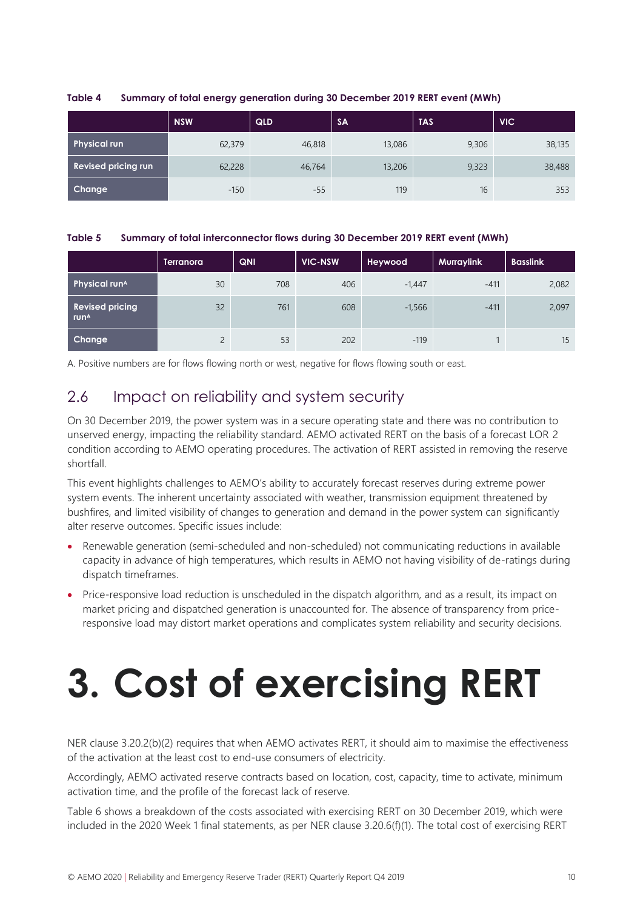**Table 4 Summary of total energy generation during 30 December 2019 RERT event (MWh)**

| | NSW | QLD | SA | TAS | VIC |
|---|---|---|---|---|---|
| **Physical run** | 62,379 | 46,818 | 13,086 | 9,306 | 38,135 |
| **Revised pricing run** | 62,228 | 46,764 | 13,206 | 9,323 | 38,488 |
| **Change** | -150 | -55 | 119 | 16 | 353 |

**Table 5 Summary of total interconnector flows during 30 December 2019 RERT event (MWh)**

| | Terranora | QNI | VIC-NSW | Heywood | Murraylink | Basslink |
|---|---|---|---|---|---|---|
| **Physical run[A]** | 30 | 708 | 406 | -1,447 | -411 | 2,082 |
| **Revised pricing run[A]** | 32 | 761 | 608 | -1,566 | -411 | 2,097 |
| **Change** | 2 | 53 | 202 | -119 | 1 | 15 |

A. Positive numbers are for flows flowing north or west, negative for flows flowing south or east.

## 2.6 Impact on reliability and system security

On 30 December 2019, the power system was in a secure operating state and there was no contribution to unserved energy, impacting the reliability standard. AEMO activated RERT on the basis of a forecast LOR 2 condition according to AEMO operating procedures. The activation of RERT assisted in removing the reserve shortfall.

This event highlights challenges to AEMO's ability to accurately forecast reserves during extreme power system events. The inherent uncertainty associated with weather, transmission equipment threatened by bushfires, and limited visibility of changes to generation and demand in the power system can significantly alter reserve outcomes. Specific issues include:

- Renewable generation (semi-scheduled and non-scheduled) not communicating reductions in available capacity in advance of high temperatures, which results in AEMO not having visibility of de-ratings during dispatch timeframes.
- Price-responsive load reduction is unscheduled in the dispatch algorithm, and as a result, its impact on market pricing and dispatched generation is unaccounted for. The absence of transparency from price-responsive load may distort market operations and complicates system reliability and security decisions.

# 3. Cost of exercising RERT

NER clause 3.20.2(b)(2) requires that when AEMO activates RERT, it should aim to maximise the effectiveness of the activation at the least cost to end-use consumers of electricity.

Accordingly, AEMO activated reserve contracts based on location, cost, capacity, time to activate, minimum activation time, and the profile of the forecast lack of reserve.

Table 6 shows a breakdown of the costs associated with exercising RERT on 30 December 2019, which were included in the 2020 Week 1 final statements, as per NER clause 3.20.6(f)(1). The total cost of exercising RERT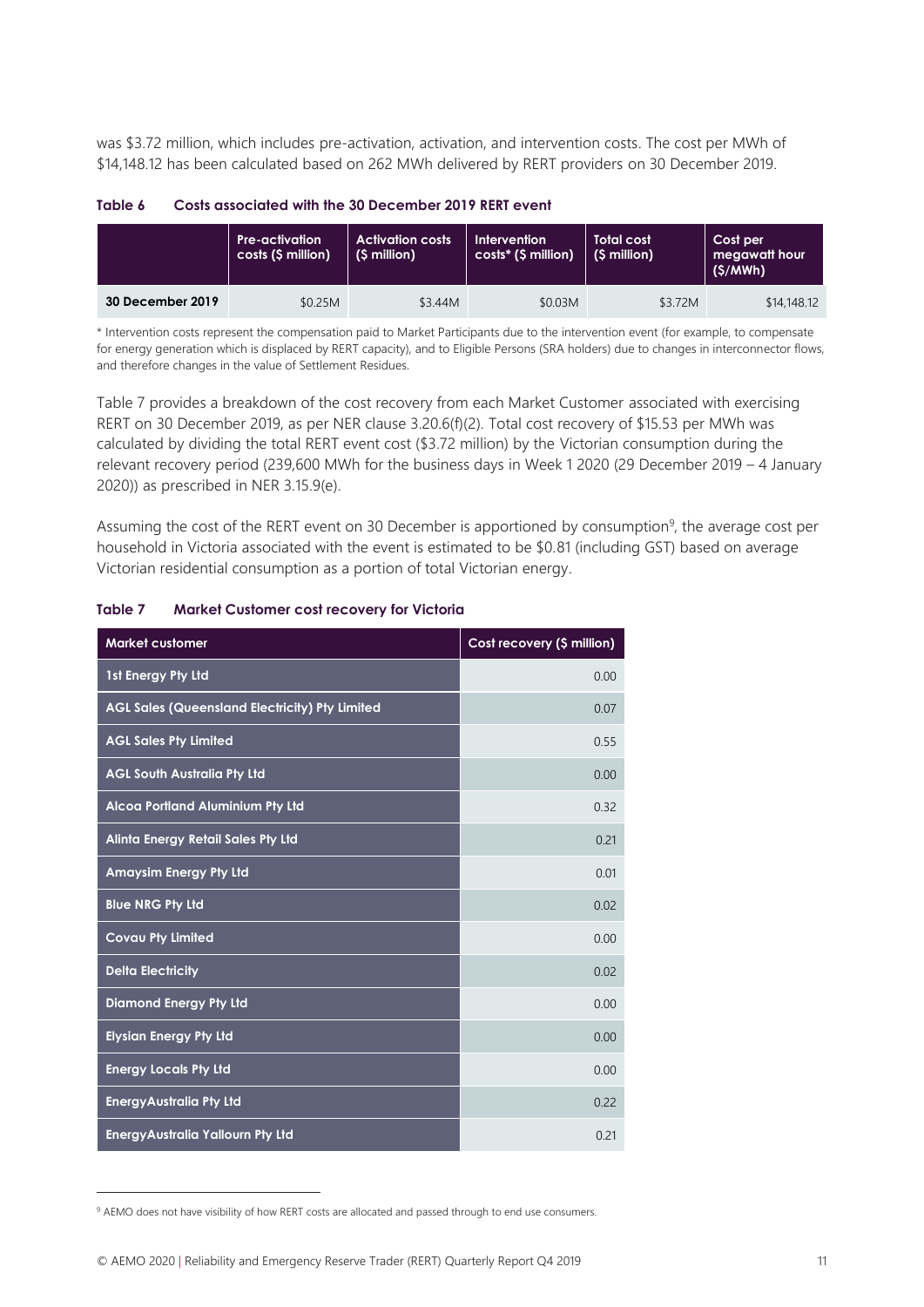was $3.72 million, which includes pre-activation, activation, and intervention costs. The cost per MWh of $14,148.12 has been calculated based on 262 MWh delivered by RERT providers on 30 December 2019.

**Table 6 Costs associated with the 30 December 2019 RERT event**

| | Pre-activation costs ($ million) | Activation costs ($ million) | Intervention costs* ($ million) | Total cost ($ million) | Cost per megawatt hour ($/MWh) |
|---|---|---|---|---|---|
| **30 December 2019** | $0.25M | $3.44M | $0.03M | $3.72M | $14,148.12 |

* Intervention costs represent the compensation paid to Market Participants due to the intervention event (for example, to compensate for energy generation which is displaced by RERT capacity), and to Eligible Persons (SRA holders) due to changes in interconnector flows, and therefore changes in the value of Settlement Residues.

Table 7 provides a breakdown of the cost recovery from each Market Customer associated with exercising RERT on 30 December 2019, as per NER clause 3.20.6(f)(2). Total cost recovery of $15.53 per MWh was calculated by dividing the total RERT event cost ($3.72 million) by the Victorian consumption during the relevant recovery period (239,600 MWh for the business days in Week 1 2020 (29 December 2019 – 4 January 2020)) as prescribed in NER 3.15.9(e).

Assuming the cost of the RERT event on 30 December is apportioned by consumption[9], the average cost per household in Victoria associated with the event is estimated to be $0.81 (including GST) based on average Victorian residential consumption as a portion of total Victorian energy.

**Table 7 Market Customer cost recovery for Victoria**

| Market customer | Cost recovery ($ million) |
|---|---|
| 1st Energy Pty Ltd | 0.00 |
| AGL Sales (Queensland Electricity) Pty Limited | 0.07 |
| AGL Sales Pty Limited | 0.55 |
| AGL South Australia Pty Ltd | 0.00 |
| Alcoa Portland Aluminium Pty Ltd | 0.32 |
| Alinta Energy Retail Sales Pty Ltd | 0.21 |
| Amaysim Energy Pty Ltd | 0.01 |
| Blue NRG Pty Ltd | 0.02 |
| Covau Pty Limited | 0.00 |
| Delta Electricity | 0.02 |
| Diamond Energy Pty Ltd | 0.00 |
| Elysian Energy Pty Ltd | 0.00 |
| Energy Locals Pty Ltd | 0.00 |
| EnergyAustralia Pty Ltd | 0.22 |
| EnergyAustralia Yallourn Pty Ltd | 0.21 |

[9] AEMO does not have visibility of how RERT costs are allocated and passed through to end use consumers.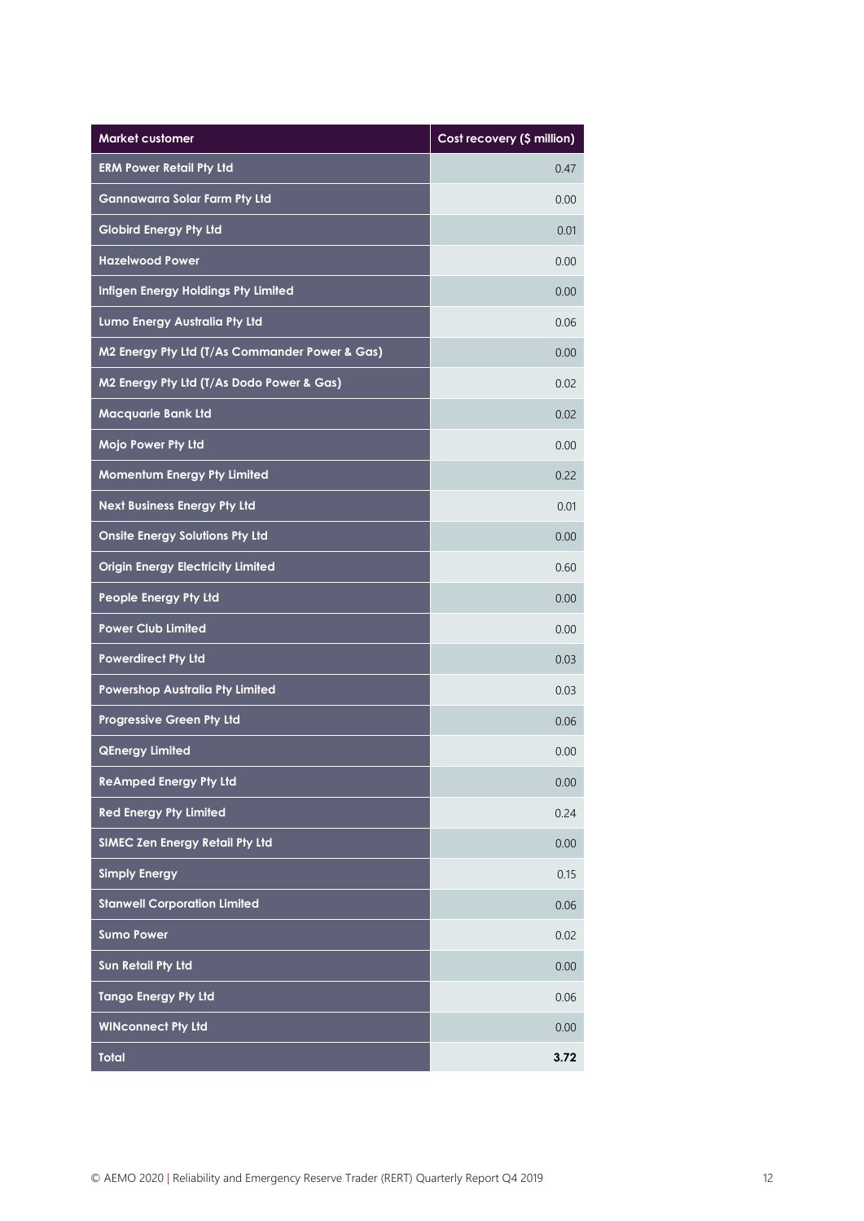| Market customer | Cost recovery ($ million) |
|---|---|
| ERM Power Retail Pty Ltd | 0.47 |
| Gannawarra Solar Farm Pty Ltd | 0.00 |
| Globird Energy Pty Ltd | 0.01 |
| Hazelwood Power | 0.00 |
| Infigen Energy Holdings Pty Limited | 0.00 |
| Lumo Energy Australia Pty Ltd | 0.06 |
| M2 Energy Pty Ltd (T/As Commander Power & Gas) | 0.00 |
| M2 Energy Pty Ltd (T/As Dodo Power & Gas) | 0.02 |
| Macquarie Bank Ltd | 0.02 |
| Mojo Power Pty Ltd | 0.00 |
| Momentum Energy Pty Limited | 0.22 |
| Next Business Energy Pty Ltd | 0.01 |
| Onsite Energy Solutions Pty Ltd | 0.00 |
| Origin Energy Electricity Limited | 0.60 |
| People Energy Pty Ltd | 0.00 |
| Power Club Limited | 0.00 |
| Powerdirect Pty Ltd | 0.03 |
| Powershop Australia Pty Limited | 0.03 |
| Progressive Green Pty Ltd | 0.06 |
| QEnergy Limited | 0.00 |
| ReAmped Energy Pty Ltd | 0.00 |
| Red Energy Pty Limited | 0.24 |
| SIMEC Zen Energy Retail Pty Ltd | 0.00 |
| Simply Energy | 0.15 |
| Stanwell Corporation Limited | 0.06 |
| Sumo Power | 0.02 |
| Sun Retail Pty Ltd | 0.00 |
| Tango Energy Pty Ltd | 0.06 |
| WINconnect Pty Ltd | 0.00 |
| **Total** | **3.72** |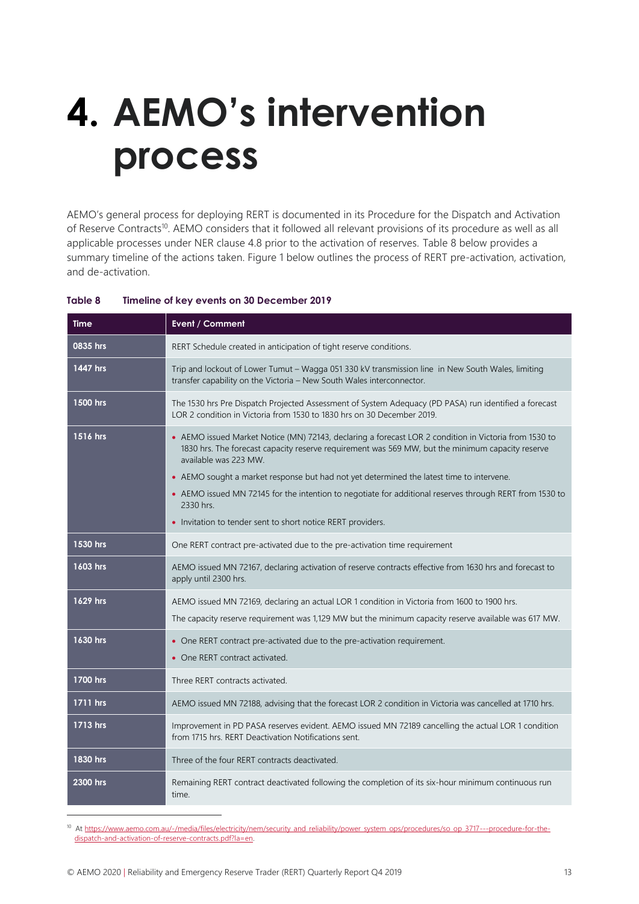# 4. AEMO's intervention process

AEMO's general process for deploying RERT is documented in its Procedure for the Dispatch and Activation of Reserve Contracts[10]. AEMO considers that it followed all relevant provisions of its procedure as well as all applicable processes under NER clause 4.8 prior to the activation of reserves. Table 8 below provides a summary timeline of the actions taken. Figure 1 below outlines the process of RERT pre-activation, activation, and de-activation.

**Table 8 Timeline of key events on 30 December 2019**

| Time | Event / Comment |
|---|---|
| 0835 hrs | RERT Schedule created in anticipation of tight reserve conditions. |
| 1447 hrs | Trip and lockout of Lower Tumut – Wagga 051 330 kV transmission line in New South Wales, limiting transfer capability on the Victoria – New South Wales interconnector. |
| 1500 hrs | The 1530 hrs Pre Dispatch Projected Assessment of System Adequacy (PD PASA) run identified a forecast LOR 2 condition in Victoria from 1530 to 1830 hrs on 30 December 2019. |
| 1516 hrs | • AEMO issued Market Notice (MN) 72143, declaring a forecast LOR 2 condition in Victoria from 1530 to 1830 hrs. The forecast capacity reserve requirement was 569 MW, but the minimum capacity reserve available was 223 MW.<br>• AEMO sought a market response but had not yet determined the latest time to intervene.<br>• AEMO issued MN 72145 for the intention to negotiate for additional reserves through RERT from 1530 to 2330 hrs.<br>• Invitation to tender sent to short notice RERT providers. |
| 1530 hrs | One RERT contract pre-activated due to the pre-activation time requirement |
| 1603 hrs | AEMO issued MN 72167, declaring activation of reserve contracts effective from 1630 hrs and forecast to apply until 2300 hrs. |
| 1629 hrs | AEMO issued MN 72169, declaring an actual LOR 1 condition in Victoria from 1600 to 1900 hrs.<br>The capacity reserve requirement was 1,129 MW but the minimum capacity reserve available was 617 MW. |
| 1630 hrs | • One RERT contract pre-activated due to the pre-activation requirement.<br>• One RERT contract activated. |
| 1700 hrs | Three RERT contracts activated. |
| 1711 hrs | AEMO issued MN 72188, advising that the forecast LOR 2 condition in Victoria was cancelled at 1710 hrs. |
| 1713 hrs | Improvement in PD PASA reserves evident. AEMO issued MN 72189 cancelling the actual LOR 1 condition from 1715 hrs. RERT Deactivation Notifications sent. |
| 1830 hrs | Three of the four RERT contracts deactivated. |
| 2300 hrs | Remaining RERT contract deactivated following the completion of its six-hour minimum continuous run time. |

[10] At https://www.aemo.com.au/-/media/files/electricity/nem/security_and_reliability/power_system_ops/procedures/so_op_3717---procedure-for-the-dispatch-and-activation-of-reserve-contracts.pdf?la=en.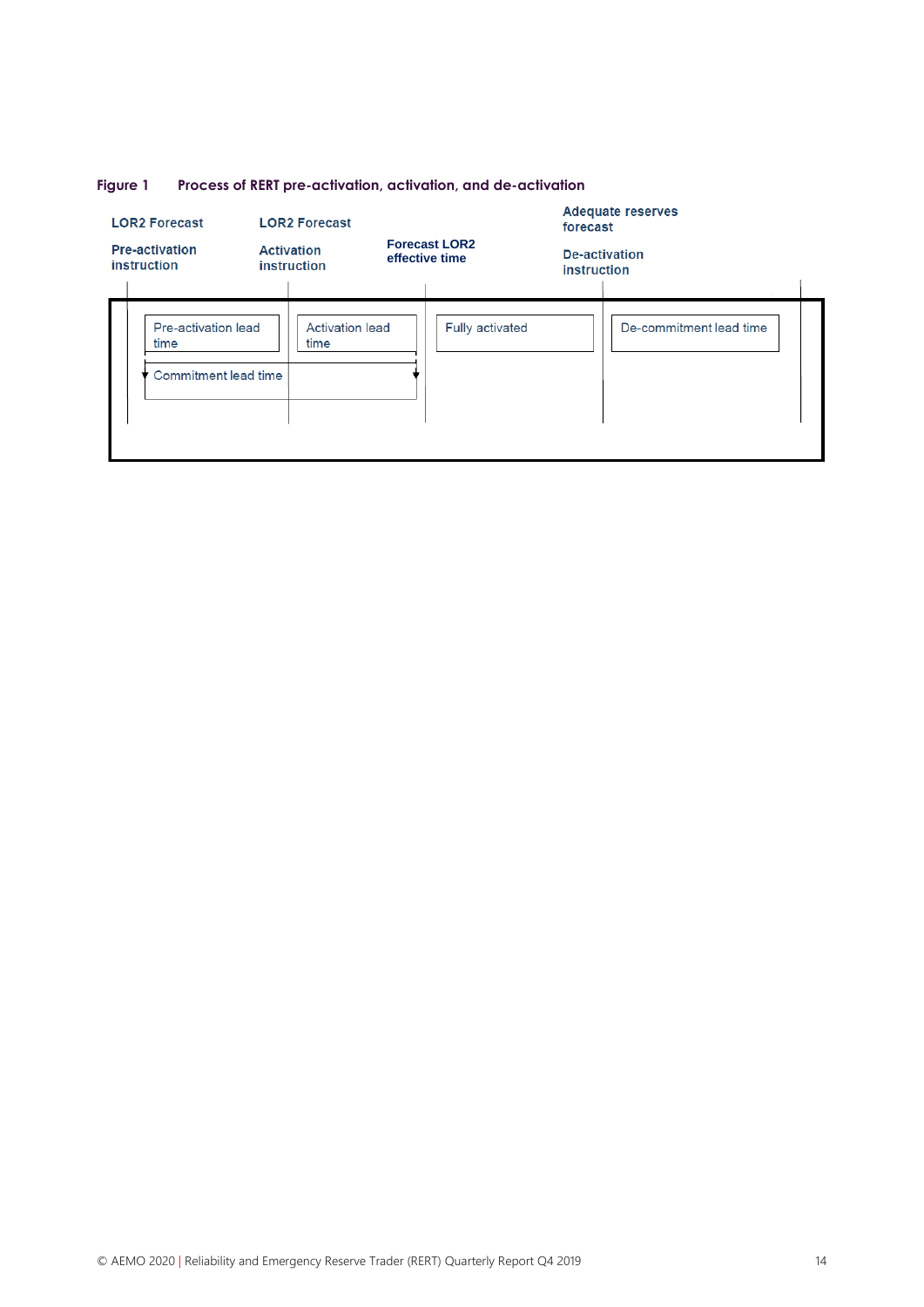**Figure 1 Process of RERT pre-activation, activation, and de-activation**

LOR2 Forecast

Pre-activation instruction

LOR2 Forecast

Activation instruction

Forecast LOR2 effective time

Adequate reserves forecast

De-activation instruction

Pre-activation lead time

Activation lead time

Fully activated

De-commitment lead time

Commitment lead time